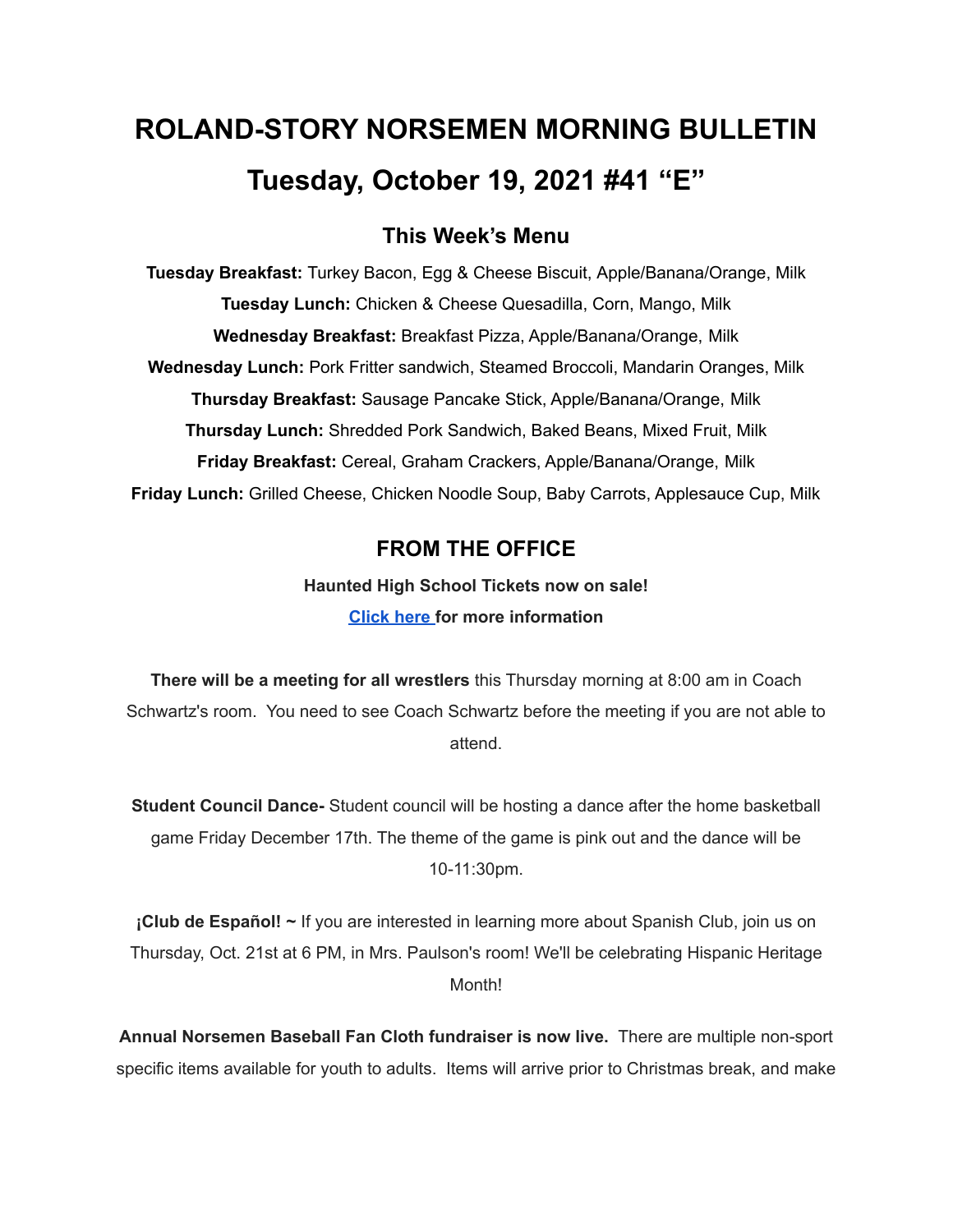# ROLAND-STORY NORSEMEN MORNING BULLETIN

# Tuesday, October 19, 2021 #41 "E"

## This Week's Menu

**Tuesday Breakfast:** Turkey Bacon, Egg & Cheese Biscuit, Apple/Banana/Orange, Milk

**Tuesday Lunch:** Chicken & Cheese Quesadilla, Corn, Mango, Milk

**Wednesday Breakfast:** Breakfast Pizza, Apple/Banana/Orange, Milk

**Wednesday Lunch:** Pork Fritter sandwich, Steamed Broccoli, Mandarin Oranges, Milk

**Thursday Breakfast:** Sausage Pancake Stick, Apple/Banana/Orange, Milk

**Thursday Lunch:** Shredded Pork Sandwich, Baked Beans, Mixed Fruit, Milk

**Friday Breakfast:** Cereal, Graham Crackers, Apple/Banana/Orange, Milk

**Friday Lunch:** Grilled Cheese, Chicken Noodle Soup, Baby Carrots, Applesauce Cup, Milk

## FROM THE OFFICE

**Haunted High School Tickets now on sale!**

**Click here for more information**

**There will be a meeting for all wrestlers** this Thursday morning at 8:00 am in Coach Schwartz's room. You need to see Coach Schwartz before the meeting if you are not able to attend.

**Student Council Dance-** Student council will be hosting a dance after the home basketball game Friday December 17th. The theme of the game is pink out and the dance will be 10-11:30pm.

**¡Club de Español! ~** If you are interested in learning more about Spanish Club, join us on Thursday, Oct. 21st at 6 PM, in Mrs. Paulson's room! We'll be celebrating Hispanic Heritage Month!

**Annual Norsemen Baseball Fan Cloth fundraiser is now live.** There are multiple non-sport specific items available for youth to adults. Items will arrive prior to Christmas break, and make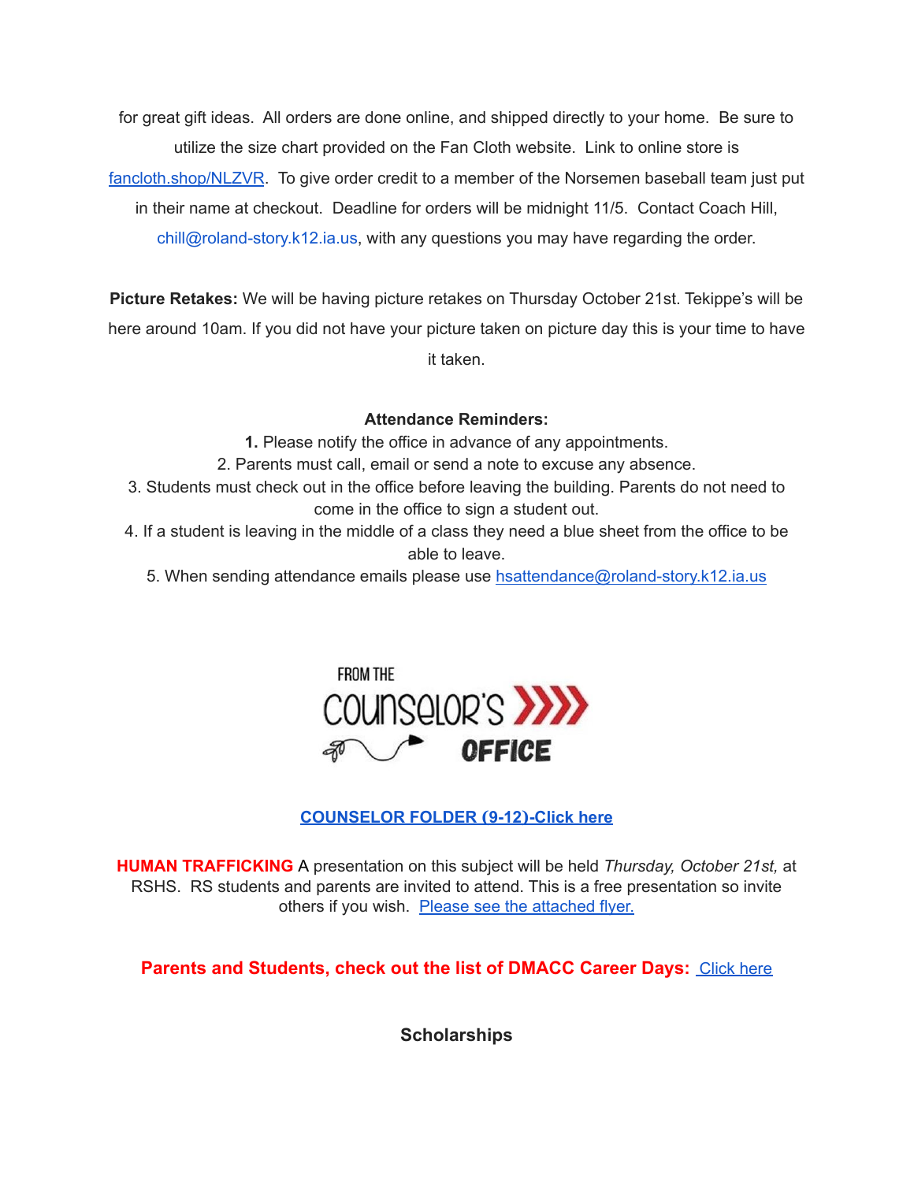for great gift ideas.  All orders are done online, and shipped directly to your home.  Be sure to utilize the size chart provided on the Fan Cloth website.  Link to online store is fancloth.shop/NLZVR.  To give order credit to a member of the Norsemen baseball team just put in their name at checkout.  Deadline for orders will be midnight 11/5.  Contact Coach Hill, chill@roland-story.k12.ia.us, with any questions you may have regarding the order.

**Picture Retakes:** We will be having picture retakes on Thursday October 21st. Tekippe's will be here around 10am. If you did not have your picture taken on picture day this is your time to have it taken.

**Attendance Reminders:**

1. Please notify the office in advance of any appointments.
2. Parents must call, email or send a note to excuse any absence.
3. Students must check out in the office before leaving the building. Parents do not need to come in the office to sign a student out.
4. If a student is leaving in the middle of a class they need a blue sheet from the office to be able to leave.
5. When sending attendance emails please use hsattendance@roland-story.k12.ia.us

FROM THE COUNSELOR'S OFFICE

**COUNSELOR FOLDER (9-12)-Click here**

**HUMAN TRAFFICKING** A presentation on this subject will be held *Thursday, October 21st,* at RSHS.  RS students and parents are invited to attend. This is a free presentation so invite others if you wish.  Please see the attached flyer.

**Parents and Students, check out the list of DMACC Career Days:** Click here

## Scholarships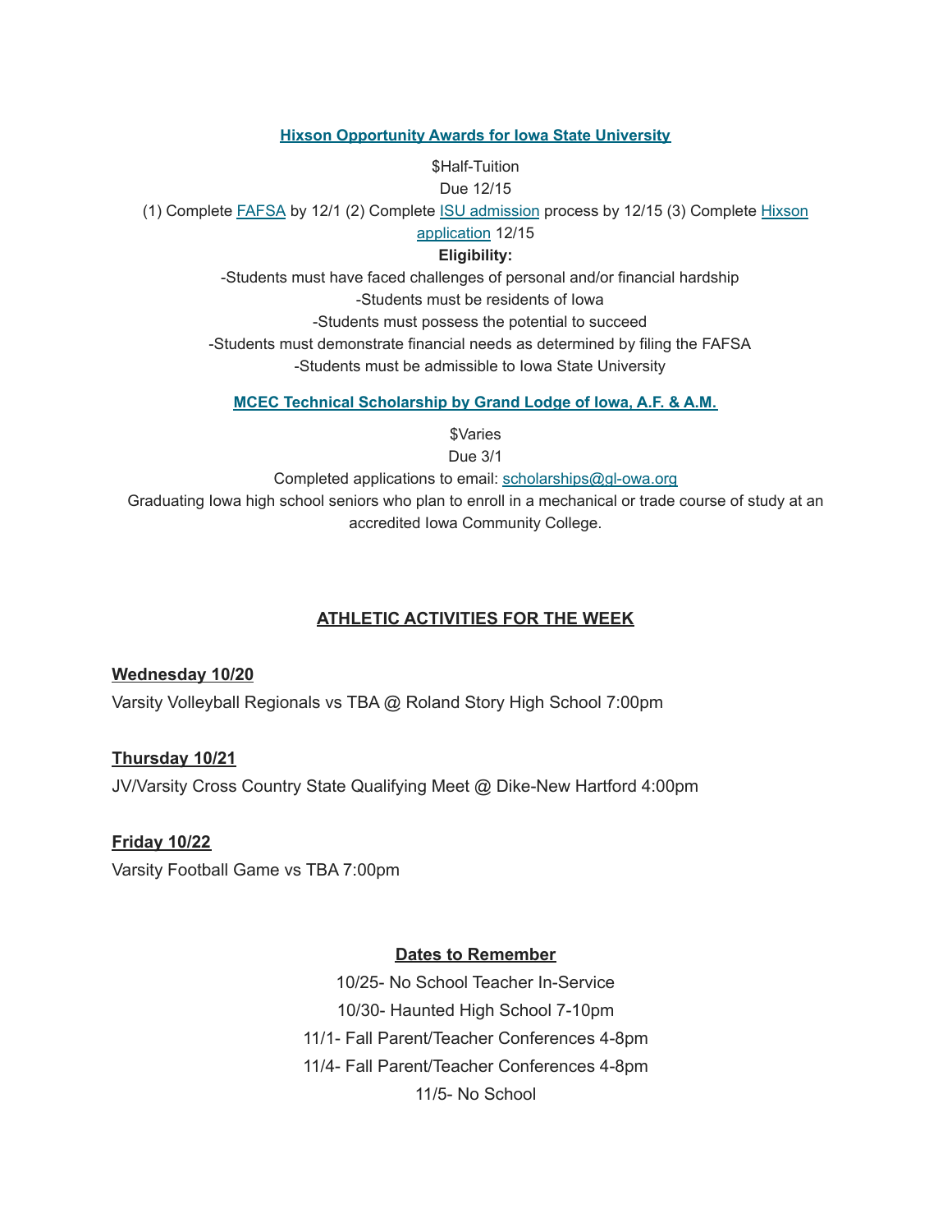**Hixson Opportunity Awards for Iowa State University**

$Half-Tuition

Due 12/15

(1) Complete FAFSA by 12/1 (2) Complete ISU admission process by 12/15 (3) Complete Hixson application 12/15

**Eligibility:**

-Students must have faced challenges of personal and/or financial hardship

-Students must be residents of Iowa

-Students must possess the potential to succeed

-Students must demonstrate financial needs as determined by filing the FAFSA

-Students must be admissible to Iowa State University

**MCEC Technical Scholarship by Grand Lodge of Iowa, A.F. & A.M.**

$Varies

Due 3/1

Completed applications to email: scholarships@gl-owa.org

Graduating Iowa high school seniors who plan to enroll in a mechanical or trade course of study at an accredited Iowa Community College.

## ATHLETIC ACTIVITIES FOR THE WEEK

**Wednesday 10/20**

Varsity Volleyball Regionals vs TBA @ Roland Story High School 7:00pm

**Thursday 10/21**

JV/Varsity Cross Country State Qualifying Meet @ Dike-New Hartford 4:00pm

**Friday 10/22**

Varsity Football Game vs TBA 7:00pm

## Dates to Remember

10/25- No School Teacher In-Service

10/30- Haunted High School 7-10pm

11/1- Fall Parent/Teacher Conferences 4-8pm

11/4- Fall Parent/Teacher Conferences 4-8pm

11/5- No School